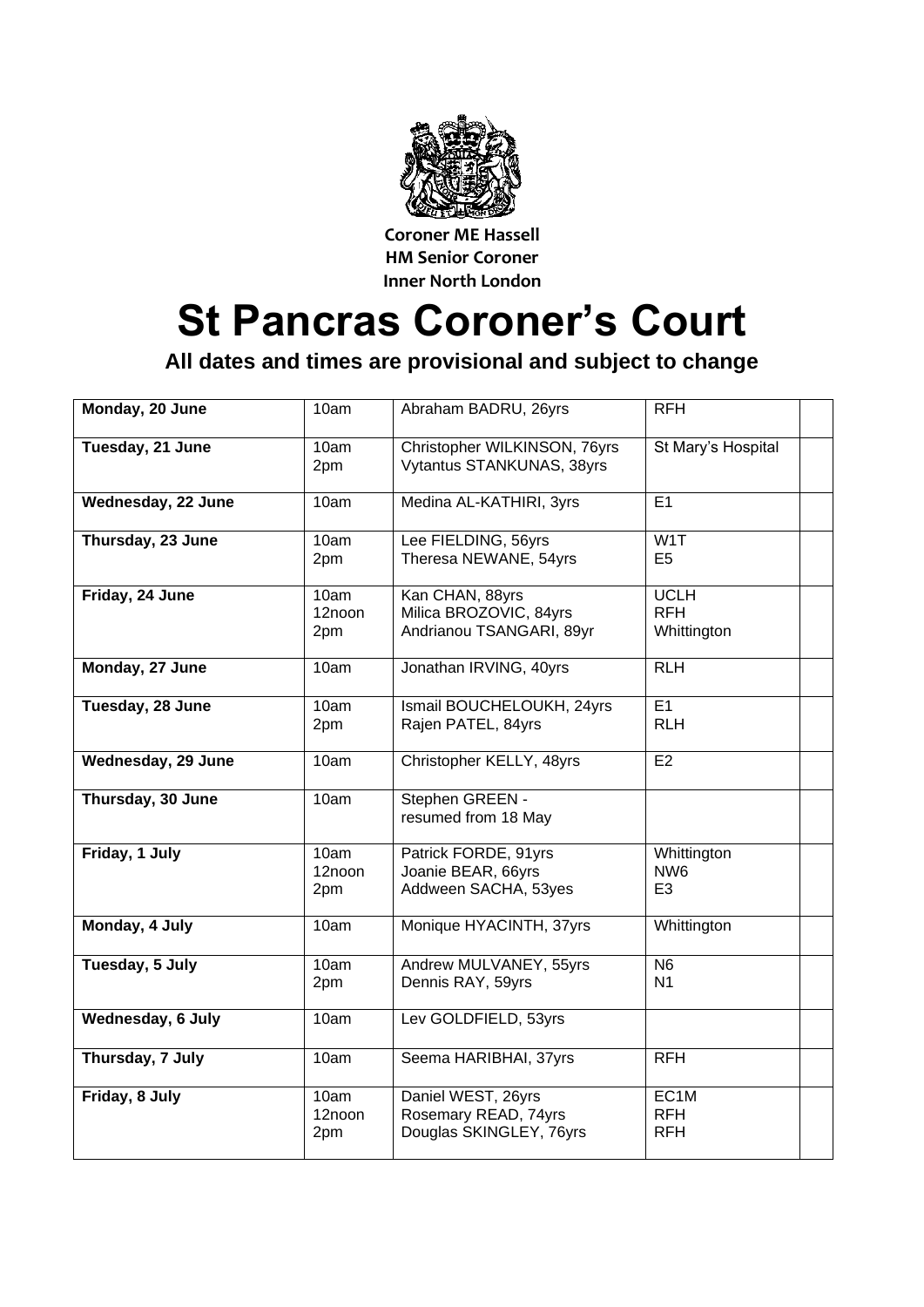**Coroner ME Hassell**
**HM Senior Coroner**
**Inner North London**

# St Pancras Coroner's Court

**All dates and times are provisional and subject to change**

| | | | | |
|---|---|---|---|---|
| **Monday, 20 June** | 10am | Abraham BADRU, 26yrs | RFH | |
| **Tuesday, 21 June** | 10am<br>2pm | Christopher WILKINSON, 76yrs<br>Vytantus STANKUNAS, 38yrs | St Mary's Hospital | |
| **Wednesday, 22 June** | 10am | Medina AL-KATHIRI, 3yrs | E1 | |
| **Thursday, 23 June** | 10am<br>2pm | Lee FIELDING, 56yrs<br>Theresa NEWANE, 54yrs | W1T<br>E5 | |
| **Friday, 24 June** | 10am<br>12noon<br>2pm | Kan CHAN, 88yrs<br>Milica BROZOVIC, 84yrs<br>Andrianou TSANGARI, 89yr | UCLH<br>RFH<br>Whittington | |
| **Monday, 27 June** | 10am | Jonathan IRVING, 40yrs | RLH | |
| **Tuesday, 28 June** | 10am<br>2pm | Ismail BOUCHELOUKH, 24yrs<br>Rajen PATEL, 84yrs | E1<br>RLH | |
| **Wednesday, 29 June** | 10am | Christopher KELLY, 48yrs | E2 | |
| **Thursday, 30 June** | 10am | Stephen GREEN -<br>resumed from 18 May | | |
| **Friday, 1 July** | 10am<br>12noon<br>2pm | Patrick FORDE, 91yrs<br>Joanie BEAR, 66yrs<br>Addween SACHA, 53yes | Whittington<br>NW6<br>E3 | |
| **Monday, 4 July** | 10am | Monique HYACINTH, 37yrs | Whittington | |
| **Tuesday, 5 July** | 10am<br>2pm | Andrew MULVANEY, 55yrs<br>Dennis RAY, 59yrs | N6<br>N1 | |
| **Wednesday, 6 July** | 10am | Lev GOLDFIELD, 53yrs | | |
| **Thursday, 7 July** | 10am | Seema HARIBHAI, 37yrs | RFH | |
| **Friday, 8 July** | 10am<br>12noon<br>2pm | Daniel WEST, 26yrs<br>Rosemary READ, 74yrs<br>Douglas SKINGLEY, 76yrs | EC1M<br>RFH<br>RFH | |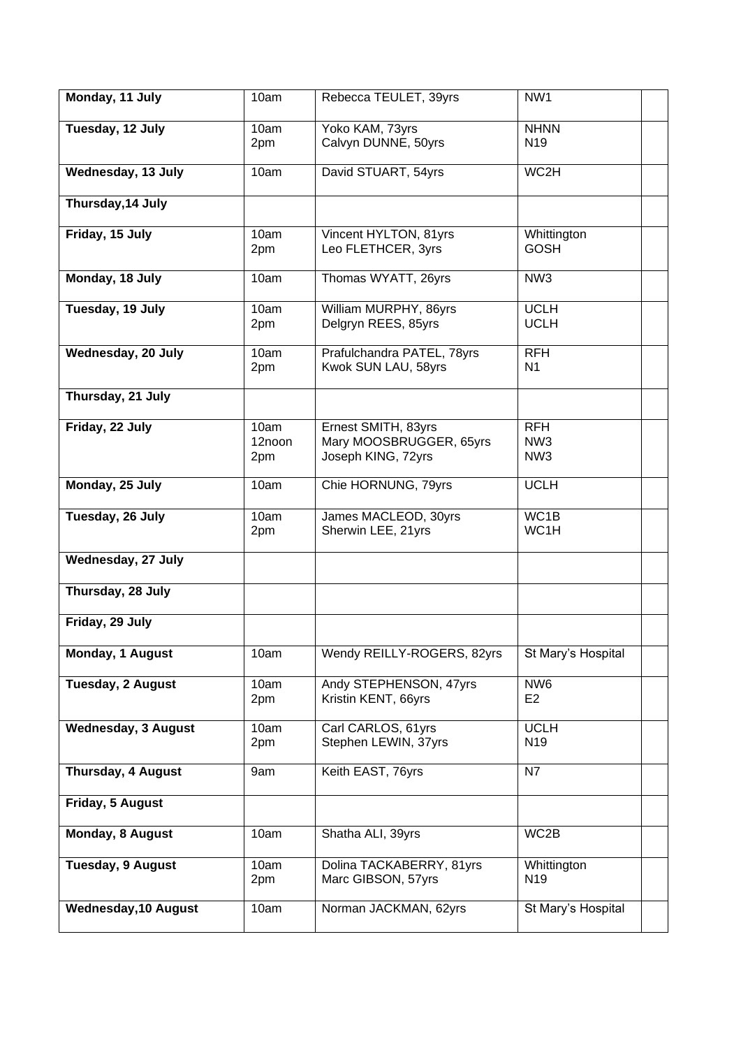| Monday, 11 July | 10am | Rebecca TEULET, 39yrs | NW1 | |
|---|---|---|---|---|
| Tuesday, 12 July | 10am<br>2pm | Yoko KAM, 73yrs<br>Calvyn DUNNE, 50yrs | NHNN<br>N19 | |
| Wednesday, 13 July | 10am | David STUART, 54yrs | WC2H | |
| Thursday,14 July | | | | |
| Friday, 15 July | 10am<br>2pm | Vincent HYLTON, 81yrs<br>Leo FLETHCER, 3yrs | Whittington<br>GOSH | |
| Monday, 18 July | 10am | Thomas WYATT, 26yrs | NW3 | |
| Tuesday, 19 July | 10am<br>2pm | William MURPHY, 86yrs<br>Delgryn REES, 85yrs | UCLH<br>UCLH | |
| Wednesday, 20 July | 10am<br>2pm | Prafulchandra PATEL, 78yrs<br>Kwok SUN LAU, 58yrs | RFH<br>N1 | |
| Thursday, 21 July | | | | |
| Friday, 22 July | 10am<br>12noon<br>2pm | Ernest SMITH, 83yrs<br>Mary MOOSBRUGGER, 65yrs<br>Joseph KING, 72yrs | RFH<br>NW3<br>NW3 | |
| Monday, 25 July | 10am | Chie HORNUNG, 79yrs | UCLH | |
| Tuesday, 26 July | 10am<br>2pm | James MACLEOD, 30yrs<br>Sherwin LEE, 21yrs | WC1B<br>WC1H | |
| Wednesday, 27 July | | | | |
| Thursday, 28 July | | | | |
| Friday, 29 July | | | | |
| Monday, 1 August | 10am | Wendy REILLY-ROGERS, 82yrs | St Mary's Hospital | |
| Tuesday, 2 August | 10am<br>2pm | Andy STEPHENSON, 47yrs<br>Kristin KENT, 66yrs | NW6<br>E2 | |
| Wednesday, 3 August | 10am<br>2pm | Carl CARLOS, 61yrs<br>Stephen LEWIN, 37yrs | UCLH<br>N19 | |
| Thursday, 4 August | 9am | Keith EAST, 76yrs | N7 | |
| Friday, 5 August | | | | |
| Monday, 8 August | 10am | Shatha ALI, 39yrs | WC2B | |
| Tuesday, 9 August | 10am<br>2pm | Dolina TACKABERRY, 81yrs<br>Marc GIBSON, 57yrs | Whittington<br>N19 | |
| Wednesday,10 August | 10am | Norman JACKMAN, 62yrs | St Mary's Hospital | |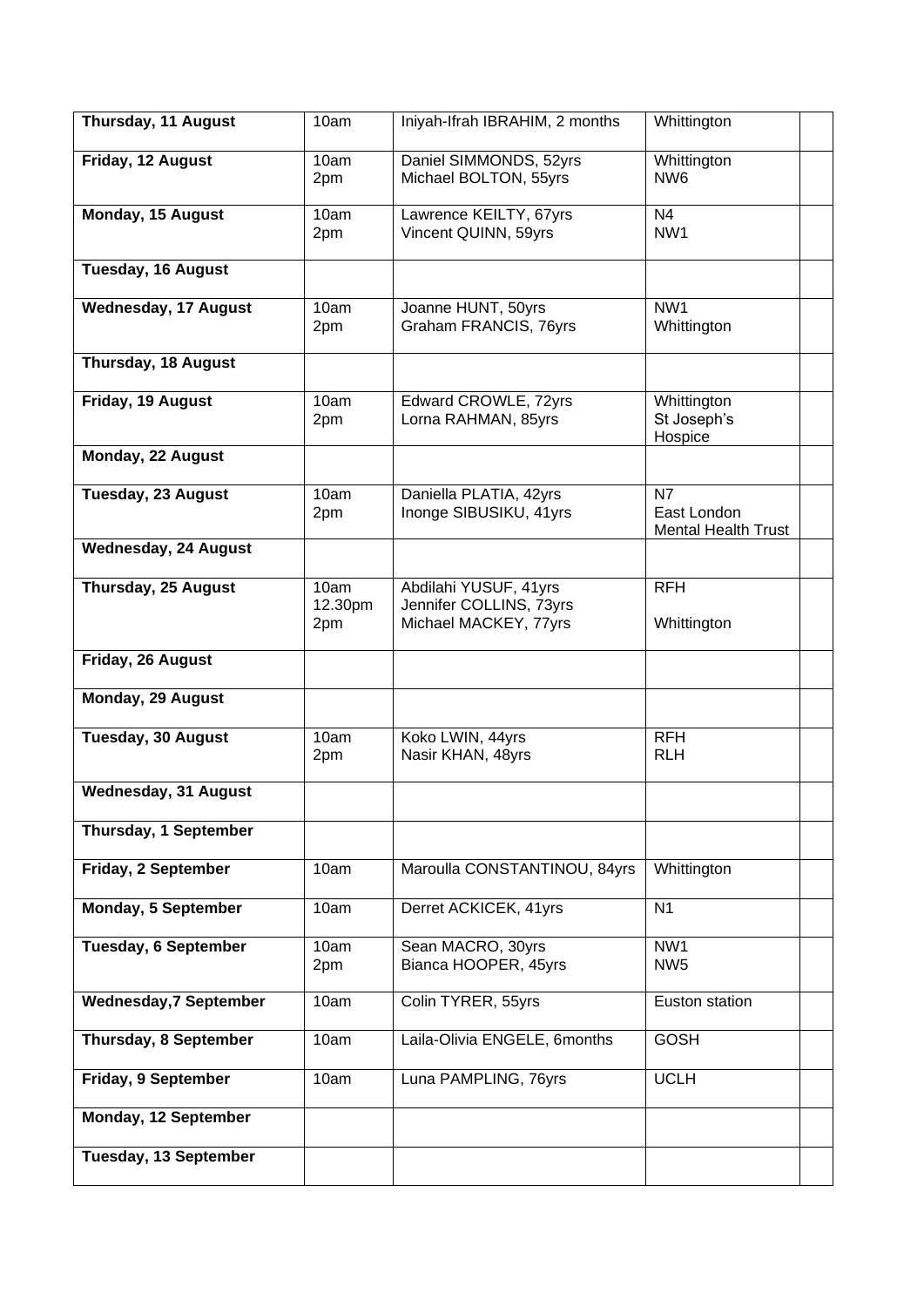| **Thursday, 11 August** | 10am | Iniyah-Ifrah IBRAHIM, 2 months | Whittington | |
|---|---|---|---|---|
| **Friday, 12 August** | 10am<br>2pm | Daniel SIMMONDS, 52yrs<br>Michael BOLTON, 55yrs | Whittington<br>NW6 | |
| **Monday, 15 August** | 10am<br>2pm | Lawrence KEILTY, 67yrs<br>Vincent QUINN, 59yrs | N4<br>NW1 | |
| **Tuesday, 16 August** | | | | |
| **Wednesday, 17 August** | 10am<br>2pm | Joanne HUNT, 50yrs<br>Graham FRANCIS, 76yrs | NW1<br>Whittington | |
| **Thursday, 18 August** | | | | |
| **Friday, 19 August** | 10am<br>2pm | Edward CROWLE, 72yrs<br>Lorna RAHMAN, 85yrs | Whittington<br>St Joseph's Hospice | |
| **Monday, 22 August** | | | | |
| **Tuesday, 23 August** | 10am<br>2pm | Daniella PLATIA, 42yrs<br>Inonge SIBUSIKU, 41yrs | N7<br>East London Mental Health Trust | |
| **Wednesday, 24 August** | | | | |
| **Thursday, 25 August** | 10am<br>12.30pm<br>2pm | Abdilahi YUSUF, 41yrs<br>Jennifer COLLINS, 73yrs<br>Michael MACKEY, 77yrs | RFH<br><br>Whittington | |
| **Friday, 26 August** | | | | |
| **Monday, 29 August** | | | | |
| **Tuesday, 30 August** | 10am<br>2pm | Koko LWIN, 44yrs<br>Nasir KHAN, 48yrs | RFH<br>RLH | |
| **Wednesday, 31 August** | | | | |
| **Thursday, 1 September** | | | | |
| **Friday, 2 September** | 10am | Maroulla CONSTANTINOU, 84yrs | Whittington | |
| **Monday, 5 September** | 10am | Derret ACKICEK, 41yrs | N1 | |
| **Tuesday, 6 September** | 10am<br>2pm | Sean MACRO, 30yrs<br>Bianca HOOPER, 45yrs | NW1<br>NW5 | |
| **Wednesday,7 September** | 10am | Colin TYRER, 55yrs | Euston station | |
| **Thursday, 8 September** | 10am | Laila-Olivia ENGELE, 6months | GOSH | |
| **Friday, 9 September** | 10am | Luna PAMPLING, 76yrs | UCLH | |
| **Monday, 12 September** | | | | |
| **Tuesday, 13 September** | | | | |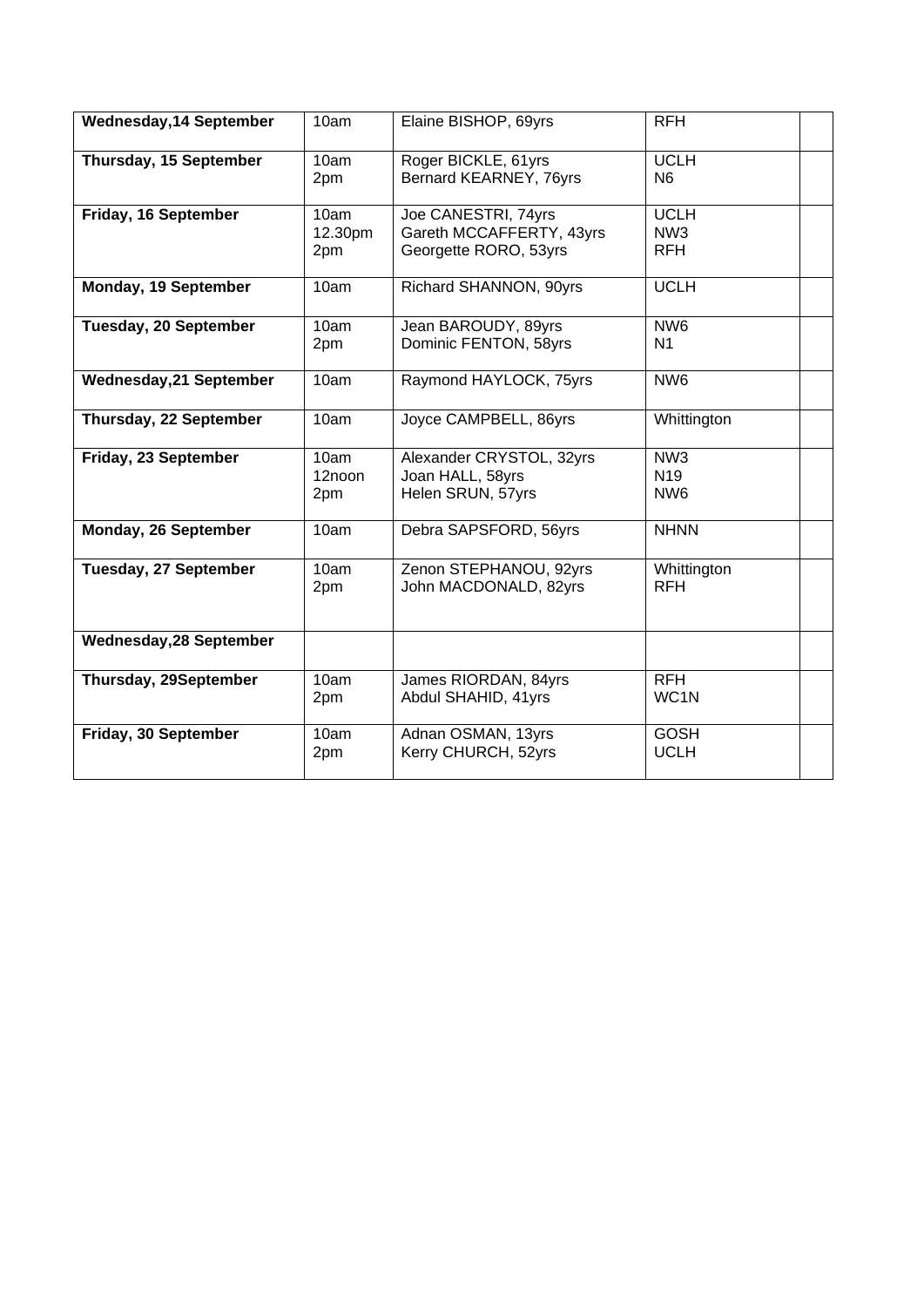| | | | | |
|---|---|---|---|---|
| **Wednesday,14 September** | 10am | Elaine BISHOP, 69yrs | RFH | |
| **Thursday, 15 September** | 10am<br>2pm | Roger BICKLE, 61yrs<br>Bernard KEARNEY, 76yrs | UCLH<br>N6 | |
| **Friday, 16 September** | 10am<br>12.30pm<br>2pm | Joe CANESTRI, 74yrs<br>Gareth MCCAFFERTY, 43yrs<br>Georgette RORO, 53yrs | UCLH<br>NW3<br>RFH | |
| **Monday, 19 September** | 10am | Richard SHANNON, 90yrs | UCLH | |
| **Tuesday, 20 September** | 10am<br>2pm | Jean BAROUDY, 89yrs<br>Dominic FENTON, 58yrs | NW6<br>N1 | |
| **Wednesday,21 September** | 10am | Raymond HAYLOCK, 75yrs | NW6 | |
| **Thursday, 22 September** | 10am | Joyce CAMPBELL, 86yrs | Whittington | |
| **Friday, 23 September** | 10am<br>12noon<br>2pm | Alexander CRYSTOL, 32yrs<br>Joan HALL, 58yrs<br>Helen SRUN, 57yrs | NW3<br>N19<br>NW6 | |
| **Monday, 26 September** | 10am | Debra SAPSFORD, 56yrs | NHNN | |
| **Tuesday, 27 September** | 10am<br>2pm | Zenon STEPHANOU, 92yrs<br>John MACDONALD, 82yrs | Whittington<br>RFH | |
| **Wednesday,28 September** | | | | |
| **Thursday, 29September** | 10am<br>2pm | James RIORDAN, 84yrs<br>Abdul SHAHID, 41yrs | RFH<br>WC1N | |
| **Friday, 30 September** | 10am<br>2pm | Adnan OSMAN, 13yrs<br>Kerry CHURCH, 52yrs | GOSH<br>UCLH | |